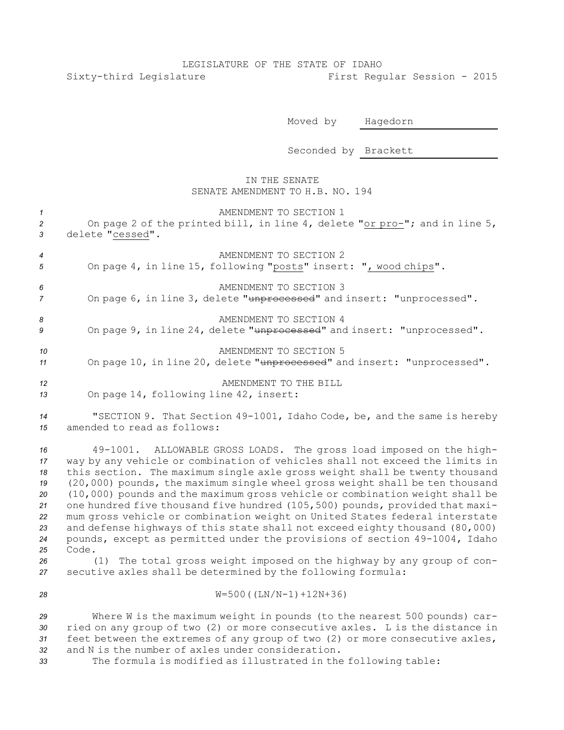LEGISLATURE OF THE STATE OF IDAHO

Sixty-third Legislature First Regular Session - 2015

Moved by Hagedorn

Seconded by Brackett

IN THE SENATE

SENATE AMENDMENT TO H.B. NO. 194

AMENDMENT TO SECTION 1

On page 2 of the printed bill, in line 4, delete "or pro-"; and in line 5, delete "cessed".

AMENDMENT TO SECTION 2

On page 4, in line 15, following "posts" insert: ", wood chips".

AMENDMENT TO SECTION 3

On page 6, in line 3, delete "~~unprocessed~~" and insert: "unprocessed".

AMENDMENT TO SECTION 4

On page 9, in line 24, delete "~~unprocessed~~" and insert: "unprocessed".

AMENDMENT TO SECTION 5

On page 10, in line 20, delete "~~unprocessed~~" and insert: "unprocessed".

AMENDMENT TO THE BILL

On page 14, following line 42, insert:

"SECTION 9. That Section 49-1001, Idaho Code, be, and the same is hereby amended to read as follows:

49-1001. ALLOWABLE GROSS LOADS. The gross load imposed on the highway by any vehicle or combination of vehicles shall not exceed the limits in this section. The maximum single axle gross weight shall be twenty thousand (20,000) pounds, the maximum single wheel gross weight shall be ten thousand (10,000) pounds and the maximum gross vehicle or combination weight shall be one hundred five thousand five hundred (105,500) pounds, provided that maximum gross vehicle or combination weight on United States federal interstate and defense highways of this state shall not exceed eighty thousand (80,000) pounds, except as permitted under the provisions of section 49-1004, Idaho Code.

(1) The total gross weight imposed on the highway by any group of consecutive axles shall be determined by the following formula:

$$W=500((LN/N-1)+12N+36)$$

Where W is the maximum weight in pounds (to the nearest 500 pounds) carried on any group of two (2) or more consecutive axles. L is the distance in feet between the extremes of any group of two (2) or more consecutive axles, and N is the number of axles under consideration.

The formula is modified as illustrated in the following table: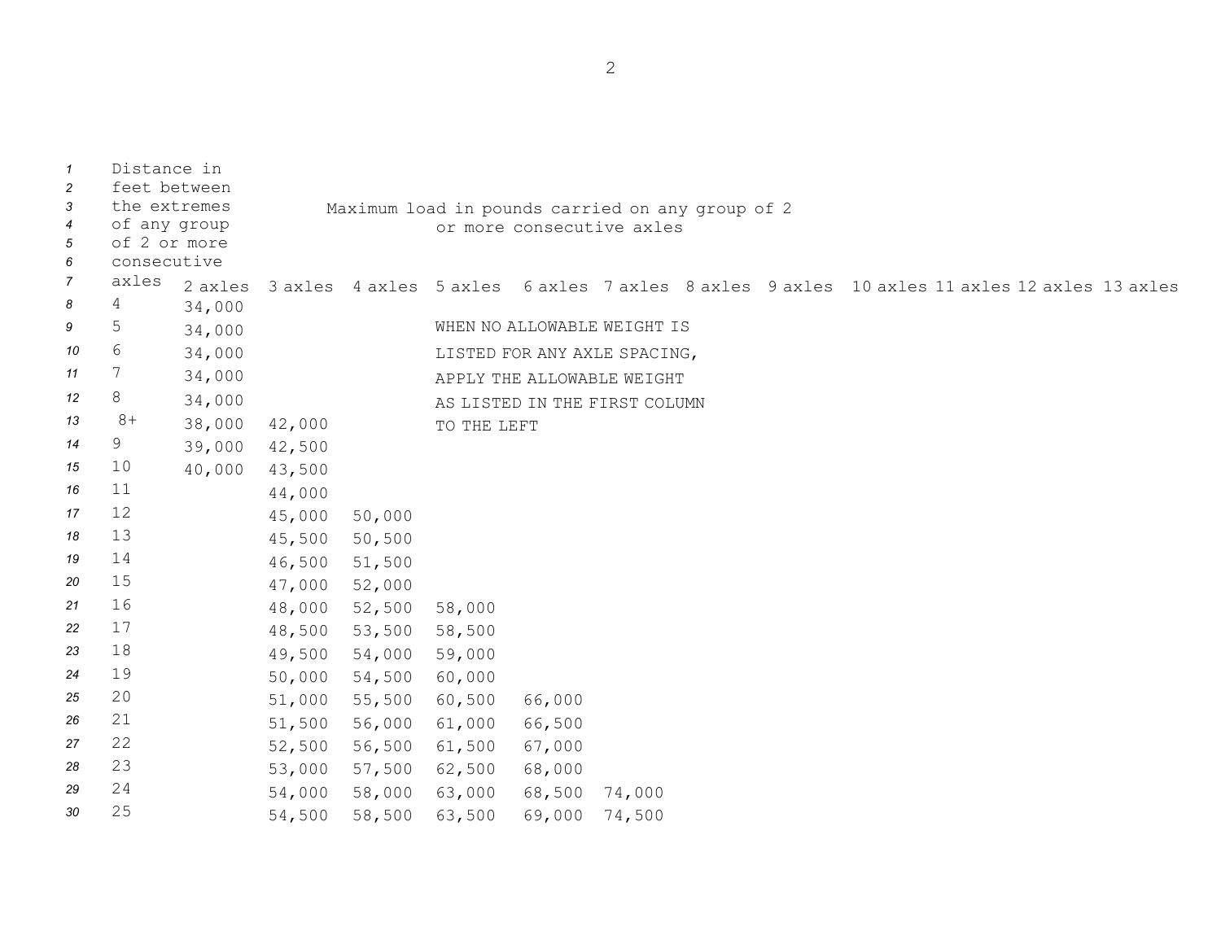| Distance in feet between the extremes of any group of 2 or more consecutive axles | Maximum load in pounds carried on any group of 2 or more consecutive axles | | | | | | | | | | | |
|---|---|---|---|---|---|---|---|---|---|---|---|---|
| | 2 axles | 3 axles | 4 axles | 5 axles | 6 axles | 7 axles | 8 axles | 9 axles | 10 axles | 11 axles | 12 axles | 13 axles |
| 4 | 34,000 | | | | | | | | | | | |
| 5 | 34,000 | | | | | | | | | | | |
| 6 | 34,000 | | | | | | | | | | | |
| 7 | 34,000 | | | | | | | | | | | |
| 8 | 34,000 | | | | | | | | | | | |
| 8+ | 38,000 | 42,000 | | | | | | | | | | |
| 9 | 39,000 | 42,500 | | | | | | | | | | |
| 10 | 40,000 | 43,500 | | | | | | | | | | |
| 11 | | 44,000 | | | | | | | | | | |
| 12 | | 45,000 | 50,000 | | | | | | | | | |
| 13 | | 45,500 | 50,500 | | | | | | | | | |
| 14 | | 46,500 | 51,500 | | | | | | | | | |
| 15 | | 47,000 | 52,000 | | | | | | | | | |
| 16 | | 48,000 | 52,500 | 58,000 | | | | | | | | |
| 17 | | 48,500 | 53,500 | 58,500 | | | | | | | | |
| 18 | | 49,500 | 54,000 | 59,000 | | | | | | | | |
| 19 | | 50,000 | 54,500 | 60,000 | | | | | | | | |
| 20 | | 51,000 | 55,500 | 60,500 | 66,000 | | | | | | | |
| 21 | | 51,500 | 56,000 | 61,000 | 66,500 | | | | | | | |
| 22 | | 52,500 | 56,500 | 61,500 | 67,000 | | | | | | | |
| 23 | | 53,000 | 57,500 | 62,500 | 68,000 | | | | | | | |
| 24 | | 54,000 | 58,000 | 63,000 | 68,500 | 74,000 | | | | | | |
| 25 | | 54,500 | 58,500 | 63,500 | 69,000 | 74,500 | | | | | | |

WHEN NO ALLOWABLE WEIGHT IS LISTED FOR ANY AXLE SPACING, APPLY THE ALLOWABLE WEIGHT AS LISTED IN THE FIRST COLUMN TO THE LEFT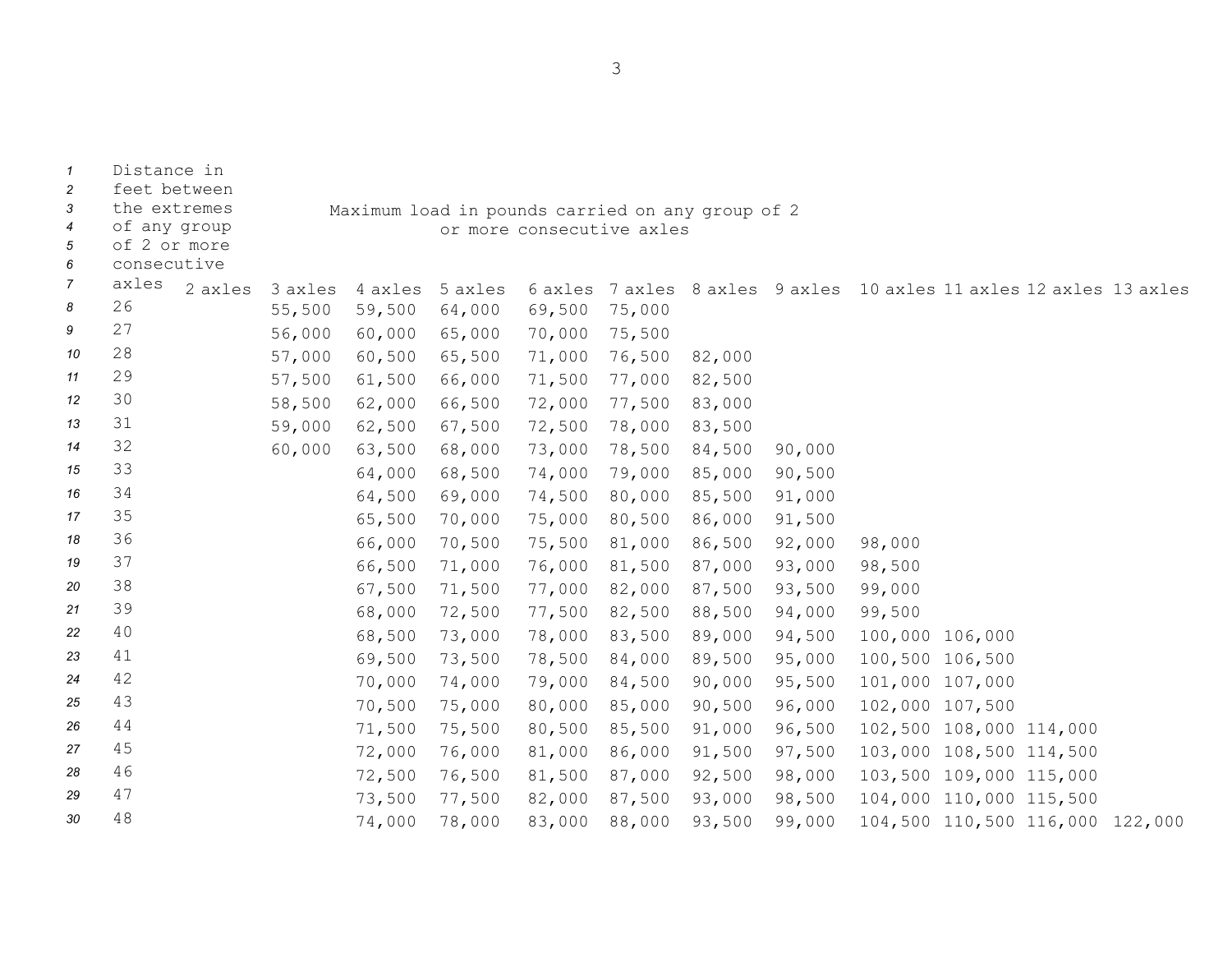| Distance in feet between the extremes of any group of 2 or more consecutive axles | Maximum load in pounds carried on any group of 2 or more consecutive axles | | | | | | | | | | | |
|---|---|---|---|---|---|---|---|---|---|---|---|---|
| | 2 axles | 3 axles | 4 axles | 5 axles | 6 axles | 7 axles | 8 axles | 9 axles | 10 axles | 11 axles | 12 axles | 13 axles |
| 26 | | 55,500 | 59,500 | 64,000 | 69,500 | 75,000 | | | | | | |
| 27 | | 56,000 | 60,000 | 65,000 | 70,000 | 75,500 | | | | | | |
| 28 | | 57,000 | 60,500 | 65,500 | 71,000 | 76,500 | 82,000 | | | | | |
| 29 | | 57,500 | 61,500 | 66,000 | 71,500 | 77,000 | 82,500 | | | | | |
| 30 | | 58,500 | 62,000 | 66,500 | 72,000 | 77,500 | 83,000 | | | | | |
| 31 | | 59,000 | 62,500 | 67,500 | 72,500 | 78,000 | 83,500 | | | | | |
| 32 | | 60,000 | 63,500 | 68,000 | 73,000 | 78,500 | 84,500 | 90,000 | | | | |
| 33 | | | 64,000 | 68,500 | 74,000 | 79,000 | 85,000 | 90,500 | | | | |
| 34 | | | 64,500 | 69,000 | 74,500 | 80,000 | 85,500 | 91,000 | | | | |
| 35 | | | 65,500 | 70,000 | 75,000 | 80,500 | 86,000 | 91,500 | | | | |
| 36 | | | 66,000 | 70,500 | 75,500 | 81,000 | 86,500 | 92,000 | 98,000 | | | |
| 37 | | | 66,500 | 71,000 | 76,000 | 81,500 | 87,000 | 93,000 | 98,500 | | | |
| 38 | | | 67,500 | 71,500 | 77,000 | 82,000 | 87,500 | 93,500 | 99,000 | | | |
| 39 | | | 68,000 | 72,500 | 77,500 | 82,500 | 88,500 | 94,000 | 99,500 | | | |
| 40 | | | 68,500 | 73,000 | 78,000 | 83,500 | 89,000 | 94,500 | 100,000 | 106,000 | | |
| 41 | | | 69,500 | 73,500 | 78,500 | 84,000 | 89,500 | 95,000 | 100,500 | 106,500 | | |
| 42 | | | 70,000 | 74,000 | 79,000 | 84,500 | 90,000 | 95,500 | 101,000 | 107,000 | | |
| 43 | | | 70,500 | 75,000 | 80,000 | 85,000 | 90,500 | 96,000 | 102,000 | 107,500 | | |
| 44 | | | 71,500 | 75,500 | 80,500 | 85,500 | 91,000 | 96,500 | 102,500 | 108,000 | 114,000 | |
| 45 | | | 72,000 | 76,000 | 81,000 | 86,000 | 91,500 | 97,500 | 103,000 | 108,500 | 114,500 | |
| 46 | | | 72,500 | 76,500 | 81,500 | 87,000 | 92,500 | 98,000 | 103,500 | 109,000 | 115,000 | |
| 47 | | | 73,500 | 77,500 | 82,000 | 87,500 | 93,000 | 98,500 | 104,000 | 110,000 | 115,500 | |
| 48 | | | 74,000 | 78,000 | 83,000 | 88,000 | 93,500 | 99,000 | 104,500 | 110,500 | 116,000 | 122,000 |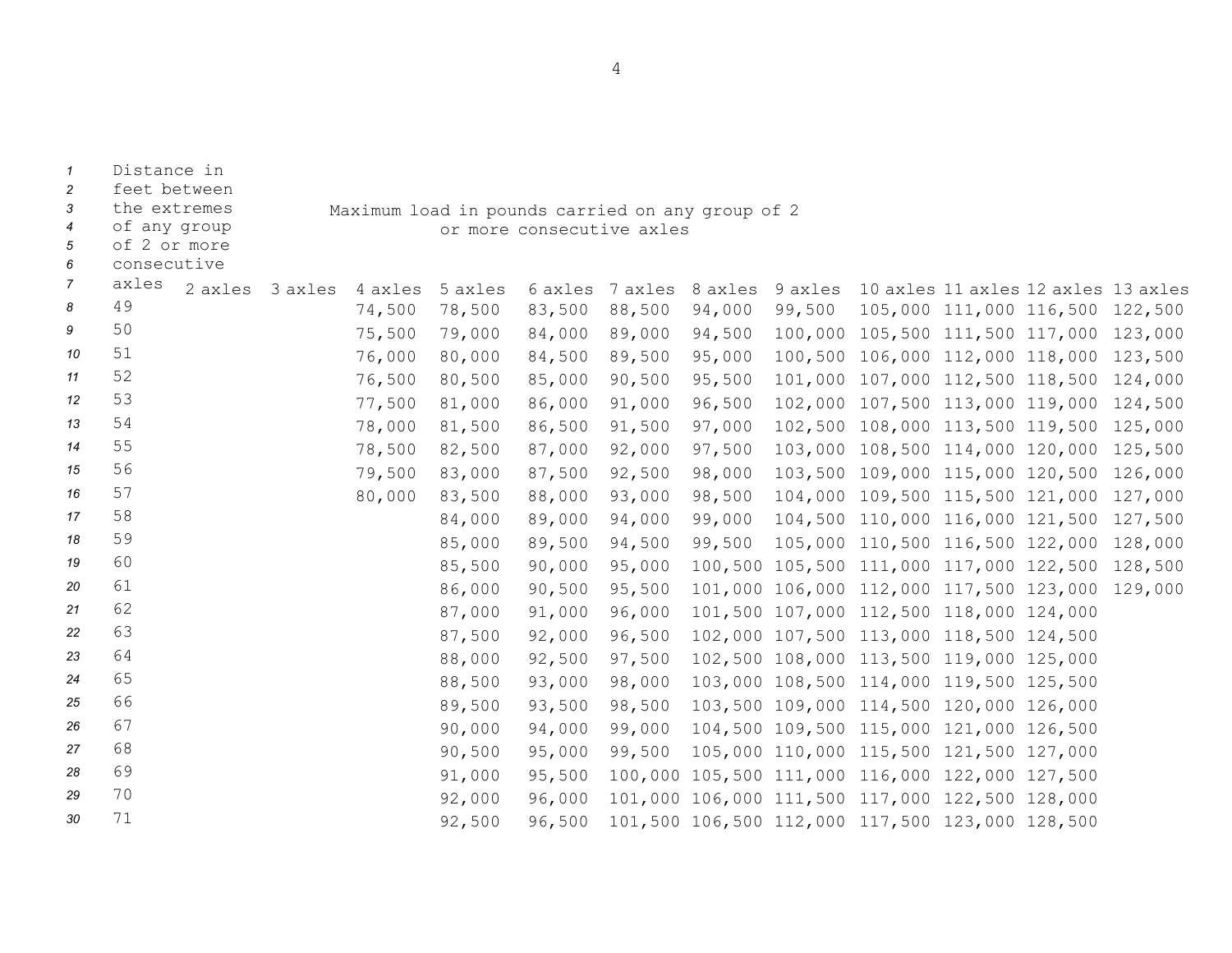| Distance in feet between the extremes of any group of 2 or more consecutive axles | Maximum load in pounds carried on any group of 2 or more consecutive axles | | | | | | | | | | | |
|---|---|---|---|---|---|---|---|---|---|---|---|---|
| | 2 axles | 3 axles | 4 axles | 5 axles | 6 axles | 7 axles | 8 axles | 9 axles | 10 axles | 11 axles | 12 axles | 13 axles |
| 49 | | | 74,500 | 78,500 | 83,500 | 88,500 | 94,000 | 99,500 | 105,000 | 111,000 | 116,500 | 122,500 |
| 50 | | | 75,500 | 79,000 | 84,000 | 89,000 | 94,500 | 100,000 | 105,500 | 111,500 | 117,000 | 123,000 |
| 51 | | | 76,000 | 80,000 | 84,500 | 89,500 | 95,000 | 100,500 | 106,000 | 112,000 | 118,000 | 123,500 |
| 52 | | | 76,500 | 80,500 | 85,000 | 90,500 | 95,500 | 101,000 | 107,000 | 112,500 | 118,500 | 124,000 |
| 53 | | | 77,500 | 81,000 | 86,000 | 91,000 | 96,500 | 102,000 | 107,500 | 113,000 | 119,000 | 124,500 |
| 54 | | | 78,000 | 81,500 | 86,500 | 91,500 | 97,000 | 102,500 | 108,000 | 113,500 | 119,500 | 125,000 |
| 55 | | | 78,500 | 82,500 | 87,000 | 92,000 | 97,500 | 103,000 | 108,500 | 114,000 | 120,000 | 125,500 |
| 56 | | | 79,500 | 83,000 | 87,500 | 92,500 | 98,000 | 103,500 | 109,000 | 115,000 | 120,500 | 126,000 |
| 57 | | | 80,000 | 83,500 | 88,000 | 93,000 | 98,500 | 104,000 | 109,500 | 115,500 | 121,000 | 127,000 |
| 58 | | | | 84,000 | 89,000 | 94,000 | 99,000 | 104,500 | 110,000 | 116,000 | 121,500 | 127,500 |
| 59 | | | | 85,000 | 89,500 | 94,500 | 99,500 | 105,000 | 110,500 | 116,500 | 122,000 | 128,000 |
| 60 | | | | 85,500 | 90,000 | 95,000 | 100,500 | 105,500 | 111,000 | 117,000 | 122,500 | 128,500 |
| 61 | | | | 86,000 | 90,500 | 95,500 | 101,000 | 106,000 | 112,000 | 117,500 | 123,000 | 129,000 |
| 62 | | | | 87,000 | 91,000 | 96,000 | 101,500 | 107,000 | 112,500 | 118,000 | 124,000 | |
| 63 | | | | 87,500 | 92,000 | 96,500 | 102,000 | 107,500 | 113,000 | 118,500 | 124,500 | |
| 64 | | | | 88,000 | 92,500 | 97,500 | 102,500 | 108,000 | 113,500 | 119,000 | 125,000 | |
| 65 | | | | 88,500 | 93,000 | 98,000 | 103,000 | 108,500 | 114,000 | 119,500 | 125,500 | |
| 66 | | | | 89,500 | 93,500 | 98,500 | 103,500 | 109,000 | 114,500 | 120,000 | 126,000 | |
| 67 | | | | 90,000 | 94,000 | 99,000 | 104,500 | 109,500 | 115,000 | 121,000 | 126,500 | |
| 68 | | | | 90,500 | 95,000 | 99,500 | 105,000 | 110,000 | 115,500 | 121,500 | 127,000 | |
| 69 | | | | 91,000 | 95,500 | 100,000 | 105,500 | 111,000 | 116,000 | 122,000 | 127,500 | |
| 70 | | | | 92,000 | 96,000 | 101,000 | 106,000 | 111,500 | 117,000 | 122,500 | 128,000 | |
| 71 | | | | 92,500 | 96,500 | 101,500 | 106,500 | 112,000 | 117,500 | 123,000 | 128,500 | |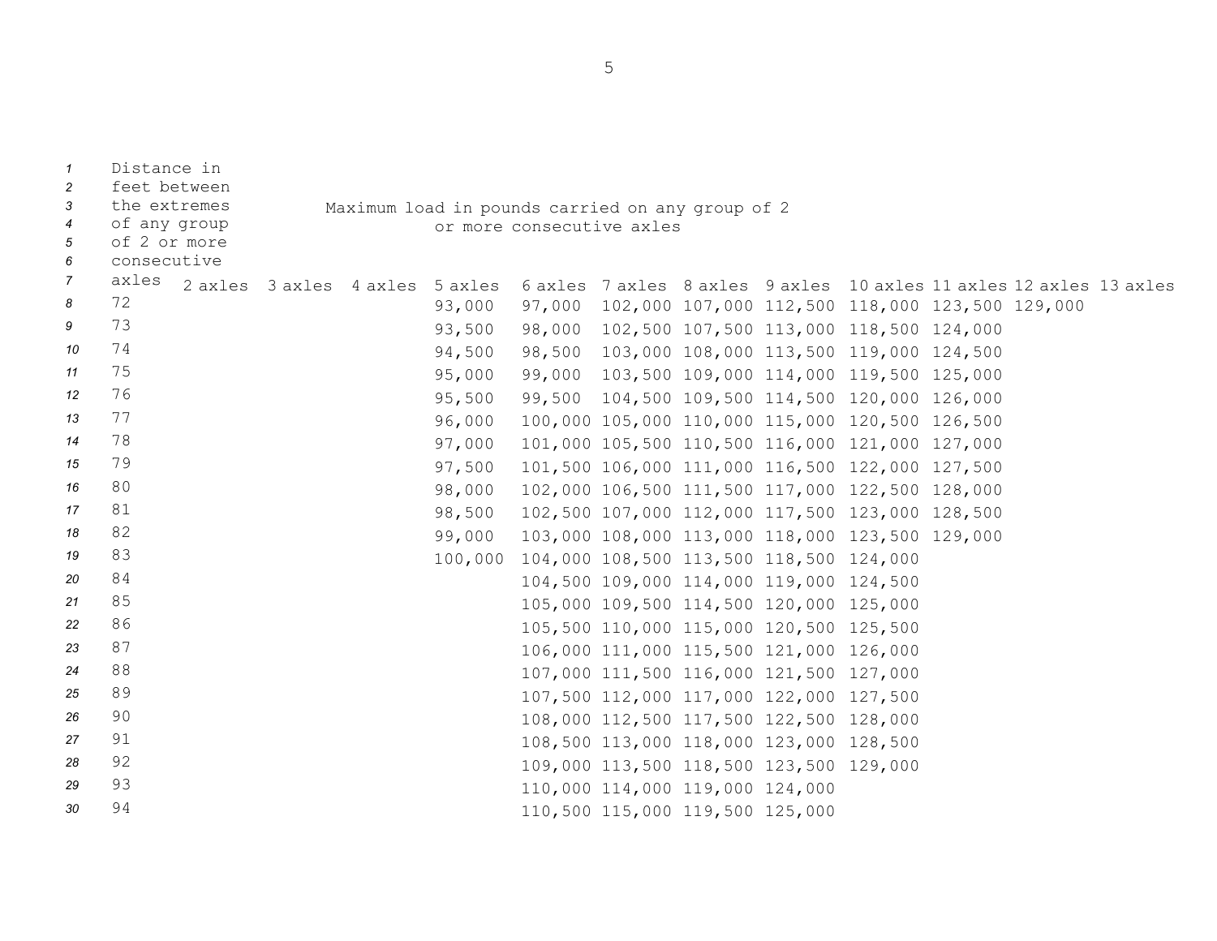| Distance in feet between the extremes of any group of 2 or more consecutive axles | Maximum load in pounds carried on any group of 2 or more consecutive axles | | | | | | | | | | | |
|---|---|---|---|---|---|---|---|---|---|---|---|---|
| | 2 axles | 3 axles | 4 axles | 5 axles | 6 axles | 7 axles | 8 axles | 9 axles | 10 axles | 11 axles | 12 axles | 13 axles |
| 72 | | | | 93,000 | 97,000 | 102,000 | 107,000 | 112,500 | 118,000 | 123,500 | 129,000 | |
| 73 | | | | 93,500 | 98,000 | 102,500 | 107,500 | 113,000 | 118,500 | 124,000 | | |
| 74 | | | | 94,500 | 98,500 | 103,000 | 108,000 | 113,500 | 119,000 | 124,500 | | |
| 75 | | | | 95,000 | 99,000 | 103,500 | 109,000 | 114,000 | 119,500 | 125,000 | | |
| 76 | | | | 95,500 | 99,500 | 104,500 | 109,500 | 114,500 | 120,000 | 126,000 | | |
| 77 | | | | 96,000 | 100,000 | 105,000 | 110,000 | 115,000 | 120,500 | 126,500 | | |
| 78 | | | | 97,000 | 101,000 | 105,500 | 110,500 | 116,000 | 121,000 | 127,000 | | |
| 79 | | | | 97,500 | 101,500 | 106,000 | 111,000 | 116,500 | 122,000 | 127,500 | | |
| 80 | | | | 98,000 | 102,000 | 106,500 | 111,500 | 117,000 | 122,500 | 128,000 | | |
| 81 | | | | 98,500 | 102,500 | 107,000 | 112,000 | 117,500 | 123,000 | 128,500 | | |
| 82 | | | | 99,000 | 103,000 | 108,000 | 113,000 | 118,000 | 123,500 | 129,000 | | |
| 83 | | | | 100,000 | 104,000 | 108,500 | 113,500 | 118,500 | 124,000 | | | |
| 84 | | | | | 104,500 | 109,000 | 114,000 | 119,000 | 124,500 | | | |
| 85 | | | | | 105,000 | 109,500 | 114,500 | 120,000 | 125,000 | | | |
| 86 | | | | | 105,500 | 110,000 | 115,000 | 120,500 | 125,500 | | | |
| 87 | | | | | 106,000 | 111,000 | 115,500 | 121,000 | 126,000 | | | |
| 88 | | | | | 107,000 | 111,500 | 116,000 | 121,500 | 127,000 | | | |
| 89 | | | | | 107,500 | 112,000 | 117,000 | 122,000 | 127,500 | | | |
| 90 | | | | | 108,000 | 112,500 | 117,500 | 122,500 | 128,000 | | | |
| 91 | | | | | 108,500 | 113,000 | 118,000 | 123,000 | 128,500 | | | |
| 92 | | | | | 109,000 | 113,500 | 118,500 | 123,500 | 129,000 | | | |
| 93 | | | | | 110,000 | 114,000 | 119,000 | 124,000 | | | | |
| 94 | | | | | 110,500 | 115,000 | 119,500 | 125,000 | | | | |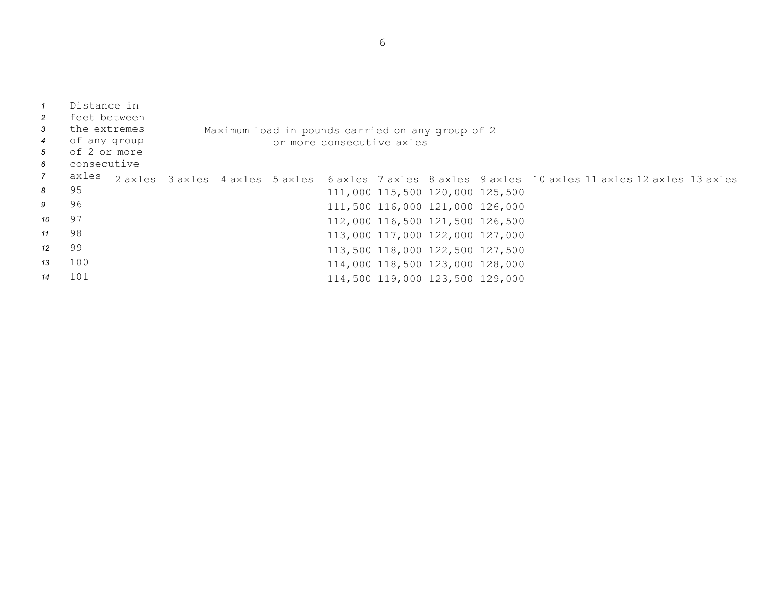| Distance in feet between the extremes of any group of 2 or more consecutive axles | Maximum load in pounds carried on any group of 2 or more consecutive axles | | | | | | | | | | | |
|---|---|---|---|---|---|---|---|---|---|---|---|---|
| | 2 axles | 3 axles | 4 axles | 5 axles | 6 axles | 7 axles | 8 axles | 9 axles | 10 axles | 11 axles | 12 axles | 13 axles |
| 95 | | | | | 111,000 | 115,500 | 120,000 | 125,500 | | | | |
| 96 | | | | | 111,500 | 116,000 | 121,000 | 126,000 | | | | |
| 97 | | | | | 112,000 | 116,500 | 121,500 | 126,500 | | | | |
| 98 | | | | | 113,000 | 117,000 | 122,000 | 127,000 | | | | |
| 99 | | | | | 113,500 | 118,000 | 122,500 | 127,500 | | | | |
| 100 | | | | | 114,000 | 118,500 | 123,000 | 128,000 | | | | |
| 101 | | | | | 114,500 | 119,000 | 123,500 | 129,000 | | | | |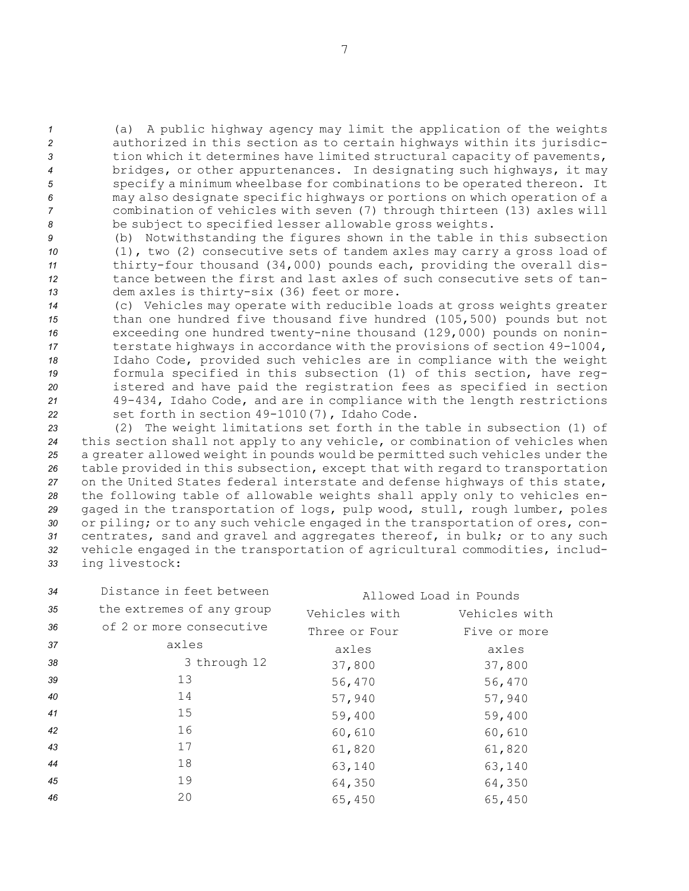(a) A public highway agency may limit the application of the weights authorized in this section as to certain highways within its jurisdiction which it determines have limited structural capacity of pavements, bridges, or other appurtenances. In designating such highways, it may specify a minimum wheelbase for combinations to be operated thereon. It may also designate specific highways or portions on which operation of a combination of vehicles with seven (7) through thirteen (13) axles will be subject to specified lesser allowable gross weights.

(b) Notwithstanding the figures shown in the table in this subsection (1), two (2) consecutive sets of tandem axles may carry a gross load of thirty-four thousand (34,000) pounds each, providing the overall distance between the first and last axles of such consecutive sets of tandem axles is thirty-six (36) feet or more.

(c) Vehicles may operate with reducible loads at gross weights greater than one hundred five thousand five hundred (105,500) pounds but not exceeding one hundred twenty-nine thousand (129,000) pounds on noninterstate highways in accordance with the provisions of section 49-1004, Idaho Code, provided such vehicles are in compliance with the weight formula specified in this subsection (1) of this section, have registered and have paid the registration fees as specified in section 49-434, Idaho Code, and are in compliance with the length restrictions set forth in section 49-1010(7), Idaho Code.

(2) The weight limitations set forth in the table in subsection (1) of this section shall not apply to any vehicle, or combination of vehicles when a greater allowed weight in pounds would be permitted such vehicles under the table provided in this subsection, except that with regard to transportation on the United States federal interstate and defense highways of this state, the following table of allowable weights shall apply only to vehicles engaged in the transportation of logs, pulp wood, stull, rough lumber, poles or piling; or to any such vehicle engaged in the transportation of ores, concentrates, sand and gravel and aggregates thereof, in bulk; or to any such vehicle engaged in the transportation of agricultural commodities, including livestock:

| Distance in feet between the extremes of any group of 2 or more consecutive axles | Allowed Load in Pounds | |
|---|---|---|
| | Vehicles with Three or Four axles | Vehicles with Five or more axles |
| 3 through 12 | 37,800 | 37,800 |
| 13 | 56,470 | 56,470 |
| 14 | 57,940 | 57,940 |
| 15 | 59,400 | 59,400 |
| 16 | 60,610 | 60,610 |
| 17 | 61,820 | 61,820 |
| 18 | 63,140 | 63,140 |
| 19 | 64,350 | 64,350 |
| 20 | 65,450 | 65,450 |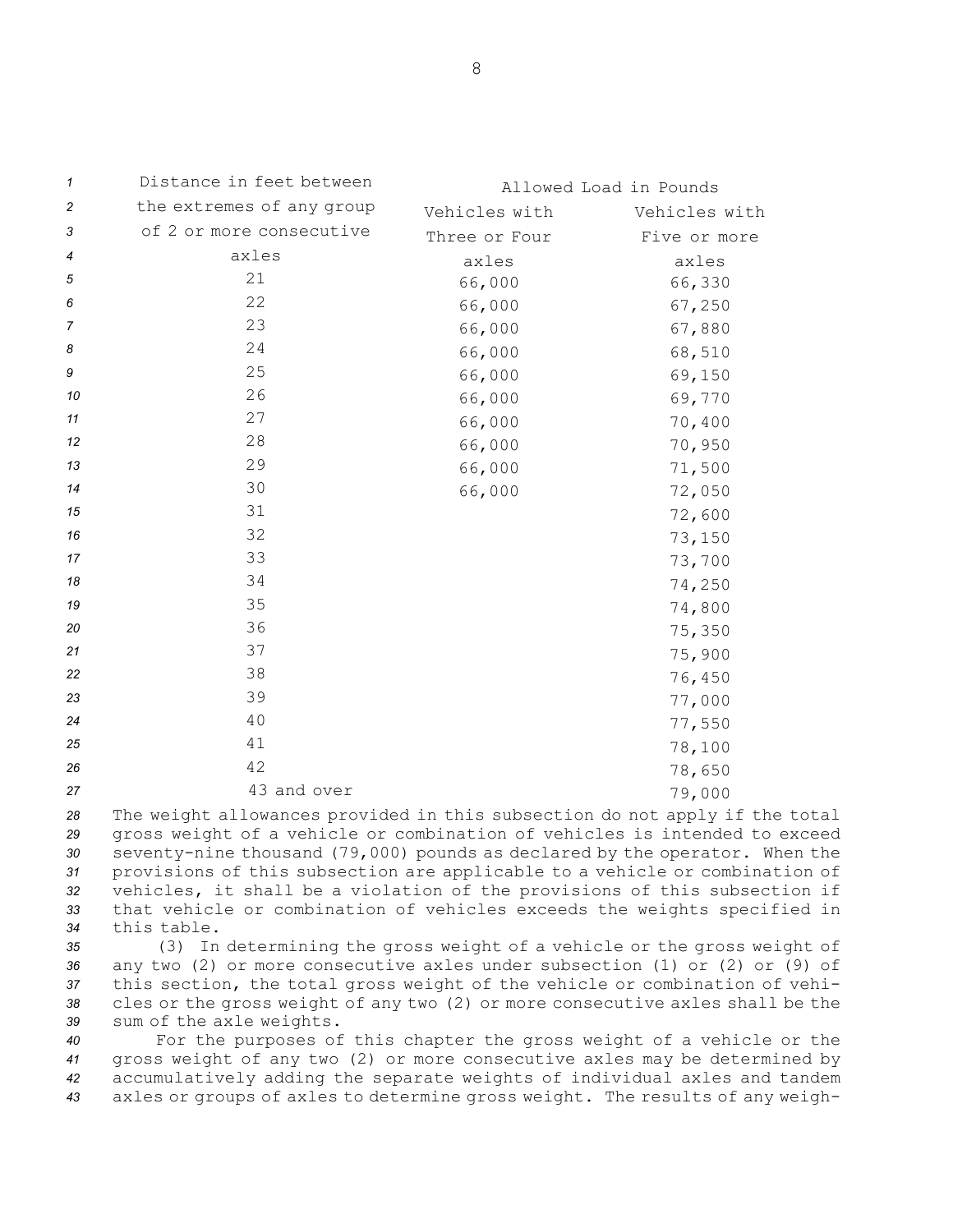| Distance in feet between the extremes of any group of 2 or more consecutive axles | Allowed Load in Pounds | |
|---|---|---|
| | Vehicles with Three or Four axles | Vehicles with Five or more axles |
| 21 | 66,000 | 66,330 |
| 22 | 66,000 | 67,250 |
| 23 | 66,000 | 67,880 |
| 24 | 66,000 | 68,510 |
| 25 | 66,000 | 69,150 |
| 26 | 66,000 | 69,770 |
| 27 | 66,000 | 70,400 |
| 28 | 66,000 | 70,950 |
| 29 | 66,000 | 71,500 |
| 30 | 66,000 | 72,050 |
| 31 | | 72,600 |
| 32 | | 73,150 |
| 33 | | 73,700 |
| 34 | | 74,250 |
| 35 | | 74,800 |
| 36 | | 75,350 |
| 37 | | 75,900 |
| 38 | | 76,450 |
| 39 | | 77,000 |
| 40 | | 77,550 |
| 41 | | 78,100 |
| 42 | | 78,650 |
| 43 and over | | 79,000 |

The weight allowances provided in this subsection do not apply if the total gross weight of a vehicle or combination of vehicles is intended to exceed seventy-nine thousand (79,000) pounds as declared by the operator. When the provisions of this subsection are applicable to a vehicle or combination of vehicles, it shall be a violation of the provisions of this subsection if that vehicle or combination of vehicles exceeds the weights specified in this table.

(3) In determining the gross weight of a vehicle or the gross weight of any two (2) or more consecutive axles under subsection (1) or (2) or (9) of this section, the total gross weight of the vehicle or combination of vehicles or the gross weight of any two (2) or more consecutive axles shall be the sum of the axle weights.

For the purposes of this chapter the gross weight of a vehicle or the gross weight of any two (2) or more consecutive axles may be determined by accumulatively adding the separate weights of individual axles and tandem axles or groups of axles to determine gross weight. The results of any weigh-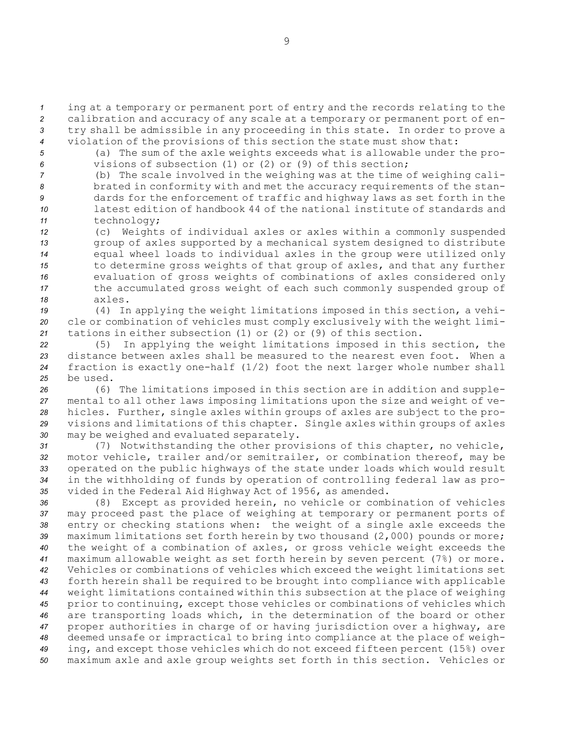ing at a temporary or permanent port of entry and the records relating to the calibration and accuracy of any scale at a temporary or permanent port of entry shall be admissible in any proceeding in this state. In order to prove a violation of the provisions of this section the state must show that:

(a) The sum of the axle weights exceeds what is allowable under the provisions of subsection (1) or (2) or (9) of this section;

(b) The scale involved in the weighing was at the time of weighing calibrated in conformity with and met the accuracy requirements of the standards for the enforcement of traffic and highway laws as set forth in the latest edition of handbook 44 of the national institute of standards and technology;

(c) Weights of individual axles or axles within a commonly suspended group of axles supported by a mechanical system designed to distribute equal wheel loads to individual axles in the group were utilized only to determine gross weights of that group of axles, and that any further evaluation of gross weights of combinations of axles considered only the accumulated gross weight of each such commonly suspended group of axles.

(4) In applying the weight limitations imposed in this section, a vehicle or combination of vehicles must comply exclusively with the weight limitations in either subsection (1) or (2) or (9) of this section.

(5) In applying the weight limitations imposed in this section, the distance between axles shall be measured to the nearest even foot. When a fraction is exactly one-half (1/2) foot the next larger whole number shall be used.

(6) The limitations imposed in this section are in addition and supplemental to all other laws imposing limitations upon the size and weight of vehicles. Further, single axles within groups of axles are subject to the provisions and limitations of this chapter. Single axles within groups of axles may be weighed and evaluated separately.

(7) Notwithstanding the other provisions of this chapter, no vehicle, motor vehicle, trailer and/or semitrailer, or combination thereof, may be operated on the public highways of the state under loads which would result in the withholding of funds by operation of controlling federal law as provided in the Federal Aid Highway Act of 1956, as amended.

(8) Except as provided herein, no vehicle or combination of vehicles may proceed past the place of weighing at temporary or permanent ports of entry or checking stations when: the weight of a single axle exceeds the maximum limitations set forth herein by two thousand (2,000) pounds or more; the weight of a combination of axles, or gross vehicle weight exceeds the maximum allowable weight as set forth herein by seven percent (7%) or more. Vehicles or combinations of vehicles which exceed the weight limitations set forth herein shall be required to be brought into compliance with applicable weight limitations contained within this subsection at the place of weighing prior to continuing, except those vehicles or combinations of vehicles which are transporting loads which, in the determination of the board or other proper authorities in charge of or having jurisdiction over a highway, are deemed unsafe or impractical to bring into compliance at the place of weighing, and except those vehicles which do not exceed fifteen percent (15%) over maximum axle and axle group weights set forth in this section. Vehicles or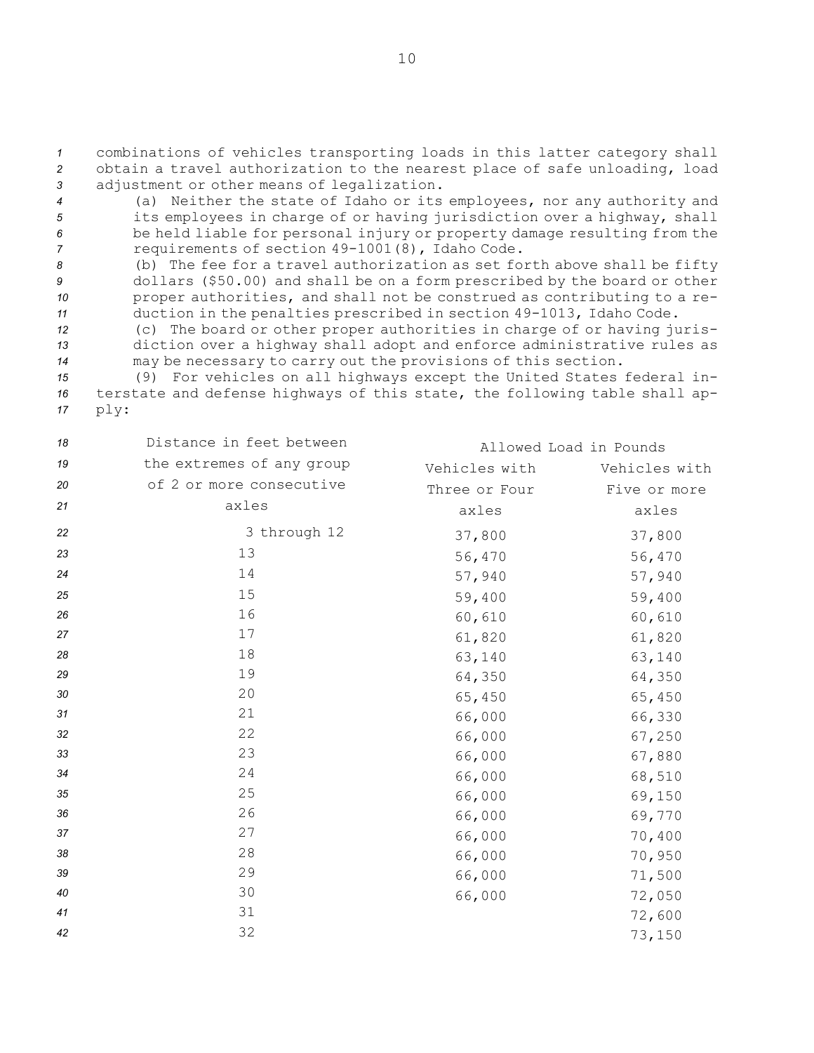combinations of vehicles transporting loads in this latter category shall obtain a travel authorization to the nearest place of safe unloading, load adjustment or other means of legalization.

(a) Neither the state of Idaho or its employees, nor any authority and its employees in charge of or having jurisdiction over a highway, shall be held liable for personal injury or property damage resulting from the requirements of section 49-1001(8), Idaho Code.

(b) The fee for a travel authorization as set forth above shall be fifty dollars ($50.00) and shall be on a form prescribed by the board or other proper authorities, and shall not be construed as contributing to a reduction in the penalties prescribed in section 49-1013, Idaho Code.

(c) The board or other proper authorities in charge of or having jurisdiction over a highway shall adopt and enforce administrative rules as may be necessary to carry out the provisions of this section.

(9) For vehicles on all highways except the United States federal interstate and defense highways of this state, the following table shall apply:

| Distance in feet between the extremes of any group of 2 or more consecutive axles | Allowed Load in Pounds | |
|---|---|---|
| | Vehicles with Three or Four axles | Vehicles with Five or more axles |
| 3 through 12 | 37,800 | 37,800 |
| 13 | 56,470 | 56,470 |
| 14 | 57,940 | 57,940 |
| 15 | 59,400 | 59,400 |
| 16 | 60,610 | 60,610 |
| 17 | 61,820 | 61,820 |
| 18 | 63,140 | 63,140 |
| 19 | 64,350 | 64,350 |
| 20 | 65,450 | 65,450 |
| 21 | 66,000 | 66,330 |
| 22 | 66,000 | 67,250 |
| 23 | 66,000 | 67,880 |
| 24 | 66,000 | 68,510 |
| 25 | 66,000 | 69,150 |
| 26 | 66,000 | 69,770 |
| 27 | 66,000 | 70,400 |
| 28 | 66,000 | 70,950 |
| 29 | 66,000 | 71,500 |
| 30 | 66,000 | 72,050 |
| 31 | | 72,600 |
| 32 | | 73,150 |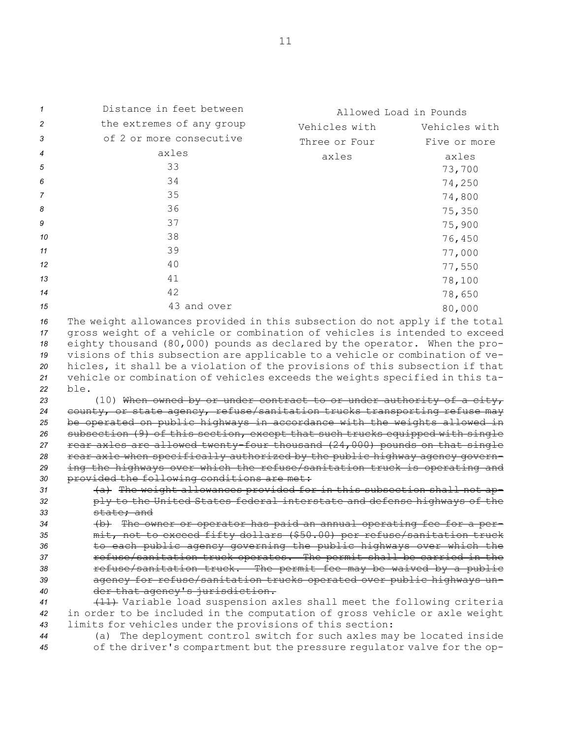| Distance in feet between the extremes of any group of 2 or more consecutive axles | Allowed Load in Pounds | |
|---|---|---|
| | Vehicles with Three or Four axles | Vehicles with Five or more axles |
| 33 | | 73,700 |
| 34 | | 74,250 |
| 35 | | 74,800 |
| 36 | | 75,350 |
| 37 | | 75,900 |
| 38 | | 76,450 |
| 39 | | 77,000 |
| 40 | | 77,550 |
| 41 | | 78,100 |
| 42 | | 78,650 |
| 43 and over | | 80,000 |

The weight allowances provided in this subsection do not apply if the total gross weight of a vehicle or combination of vehicles is intended to exceed eighty thousand (80,000) pounds as declared by the operator. When the provisions of this subsection are applicable to a vehicle or combination of vehicles, it shall be a violation of the provisions of this subsection if that vehicle or combination of vehicles exceeds the weights specified in this table.

(10) ~~When owned by or under contract to or under authority of a city, county, or state agency, refuse/sanitation trucks transporting refuse may be operated on public highways in accordance with the weights allowed in subsection (9) of this section, except that such trucks equipped with single rear axles are allowed twenty-four thousand (24,000) pounds on that single rear axle when specifically authorized by the public highway agency governing the highways over which the refuse/sanitation truck is operating and provided the following conditions are met:~~

~~(a) The weight allowances provided for in this subsection shall not apply to the United States federal interstate and defense highways of the state; and~~

~~(b) The owner or operator has paid an annual operating fee for a permit, not to exceed fifty dollars ($50.00) per refuse/sanitation truck to each public agency governing the public highways over which the refuse/sanitation truck operates. The permit shall be carried in the refuse/sanitation truck. The permit fee may be waived by a public agency for refuse/sanitation trucks operated over public highways under that agency's jurisdiction.~~

~~(11)~~ Variable load suspension axles shall meet the following criteria in order to be included in the computation of gross vehicle or axle weight limits for vehicles under the provisions of this section:

(a) The deployment control switch for such axles may be located inside of the driver's compartment but the pressure regulator valve for the op-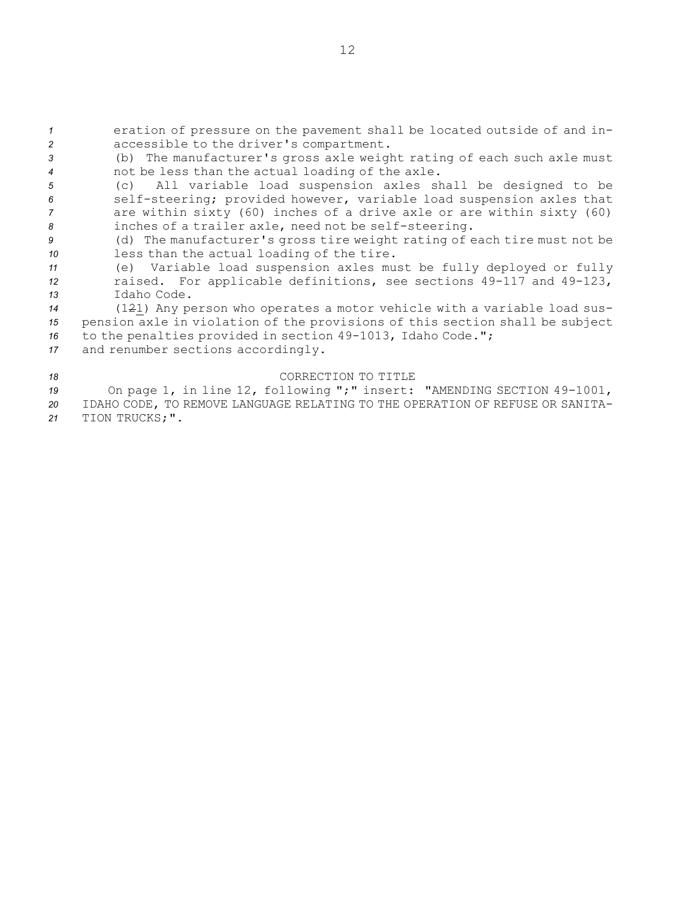eration of pressure on the pavement shall be located outside of and inaccessible to the driver's compartment.

(b) The manufacturer's gross axle weight rating of each such axle must not be less than the actual loading of the axle.

(c) All variable load suspension axles shall be designed to be self-steering; provided however, variable load suspension axles that are within sixty (60) inches of a drive axle or are within sixty (60) inches of a trailer axle, need not be self-steering.

(d) The manufacturer's gross tire weight rating of each tire must not be less than the actual loading of the tire.

(e) Variable load suspension axles must be fully deployed or fully raised. For applicable definitions, see sections 49-117 and 49-123, Idaho Code.

(1~~2~~1) Any person who operates a motor vehicle with a variable load suspension axle in violation of the provisions of this section shall be subject to the penalties provided in section 49-1013, Idaho Code.";

and renumber sections accordingly.

CORRECTION TO TITLE

On page 1, in line 12, following ";" insert: "AMENDING SECTION 49-1001, IDAHO CODE, TO REMOVE LANGUAGE RELATING TO THE OPERATION OF REFUSE OR SANITATION TRUCKS;".